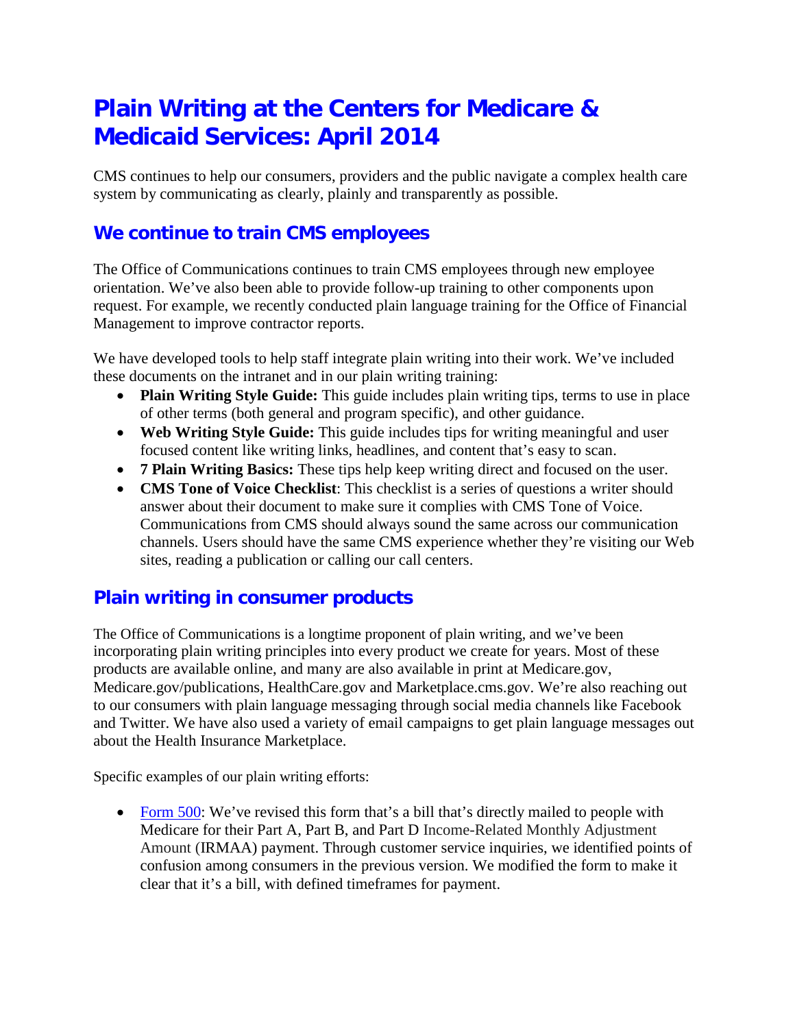# Plain Writing at the Centers for Medicare & Medicaid Services: April 2014

CMS continues to help our consumers, providers and the public navigate a complex health care system by communicating as clearly, plainly and transparently as possible.

## We continue to train CMS employees

The Office of Communications continues to train CMS employees through new employee orientation. We've also been able to provide follow-up training to other components upon request. For example, we recently conducted plain language training for the Office of Financial Management to improve contractor reports.

We have developed tools to help staff integrate plain writing into their work. We've included these documents on the intranet and in our plain writing training:

- **Plain Writing Style Guide:** This guide includes plain writing tips, terms to use in place of other terms (both general and program specific), and other guidance.
- **Web Writing Style Guide:** This guide includes tips for writing meaningful and user focused content like writing links, headlines, and content that's easy to scan.
- **7 Plain Writing Basics:** These tips help keep writing direct and focused on the user.
- **CMS Tone of Voice Checklist**: This checklist is a series of questions a writer should answer about their document to make sure it complies with CMS Tone of Voice. Communications from CMS should always sound the same across our communication channels. Users should have the same CMS experience whether they're visiting our Web sites, reading a publication or calling our call centers.

## Plain writing in consumer products

The Office of Communications is a longtime proponent of plain writing, and we've been incorporating plain writing principles into every product we create for years. Most of these products are available online, and many are also available in print at Medicare.gov, Medicare.gov/publications, HealthCare.gov and Marketplace.cms.gov. We're also reaching out to our consumers with plain language messaging through social media channels like Facebook and Twitter. We have also used a variety of email campaigns to get plain language messages out about the Health Insurance Marketplace.

Specific examples of our plain writing efforts:

- Form 500: We've revised this form that's a bill that's directly mailed to people with Medicare for their Part A, Part B, and Part D Income-Related Monthly Adjustment Amount (IRMAA) payment. Through customer service inquiries, we identified points of confusion among consumers in the previous version. We modified the form to make it clear that it's a bill, with defined timeframes for payment.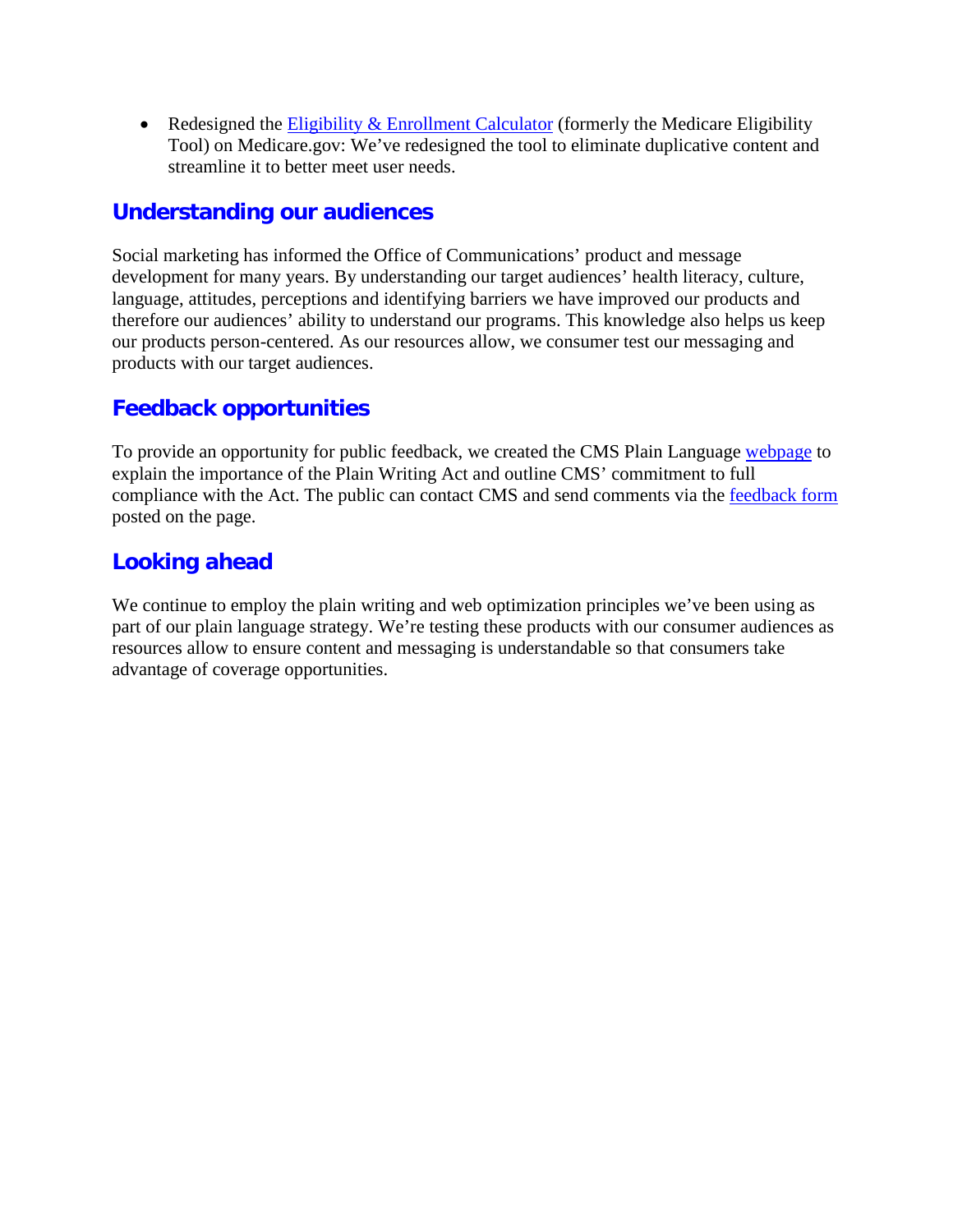- Redesigned the Eligibility & Enrollment Calculator (formerly the Medicare Eligibility Tool) on Medicare.gov: We've redesigned the tool to eliminate duplicative content and streamline it to better meet user needs.

## Understanding our audiences

Social marketing has informed the Office of Communications' product and message development for many years. By understanding our target audiences' health literacy, culture, language, attitudes, perceptions and identifying barriers we have improved our products and therefore our audiences' ability to understand our programs. This knowledge also helps us keep our products person-centered. As our resources allow, we consumer test our messaging and products with our target audiences.

## Feedback opportunities

To provide an opportunity for public feedback, we created the CMS Plain Language webpage to explain the importance of the Plain Writing Act and outline CMS' commitment to full compliance with the Act. The public can contact CMS and send comments via the feedback form posted on the page.

## Looking ahead

We continue to employ the plain writing and web optimization principles we've been using as part of our plain language strategy. We're testing these products with our consumer audiences as resources allow to ensure content and messaging is understandable so that consumers take advantage of coverage opportunities.